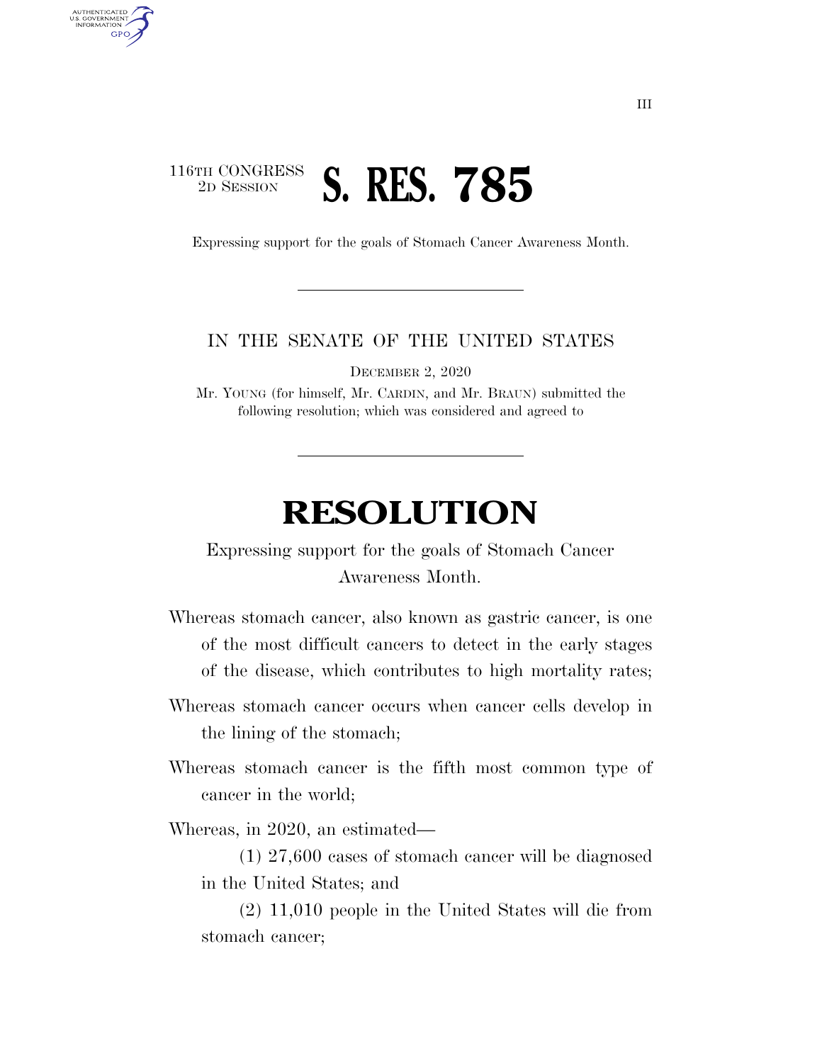116TH CONGRESS
2D SESSION

# S. RES. 785

Expressing support for the goals of Stomach Cancer Awareness Month.

---

IN THE SENATE OF THE UNITED STATES

DECEMBER 2, 2020

Mr. YOUNG (for himself, Mr. CARDIN, and Mr. BRAUN) submitted the following resolution; which was considered and agreed to

---

# RESOLUTION

Expressing support for the goals of Stomach Cancer Awareness Month.

Whereas stomach cancer, also known as gastric cancer, is one of the most difficult cancers to detect in the early stages of the disease, which contributes to high mortality rates;

Whereas stomach cancer occurs when cancer cells develop in the lining of the stomach;

Whereas stomach cancer is the fifth most common type of cancer in the world;

Whereas, in 2020, an estimated—

(1) 27,600 cases of stomach cancer will be diagnosed in the United States; and

(2) 11,010 people in the United States will die from stomach cancer;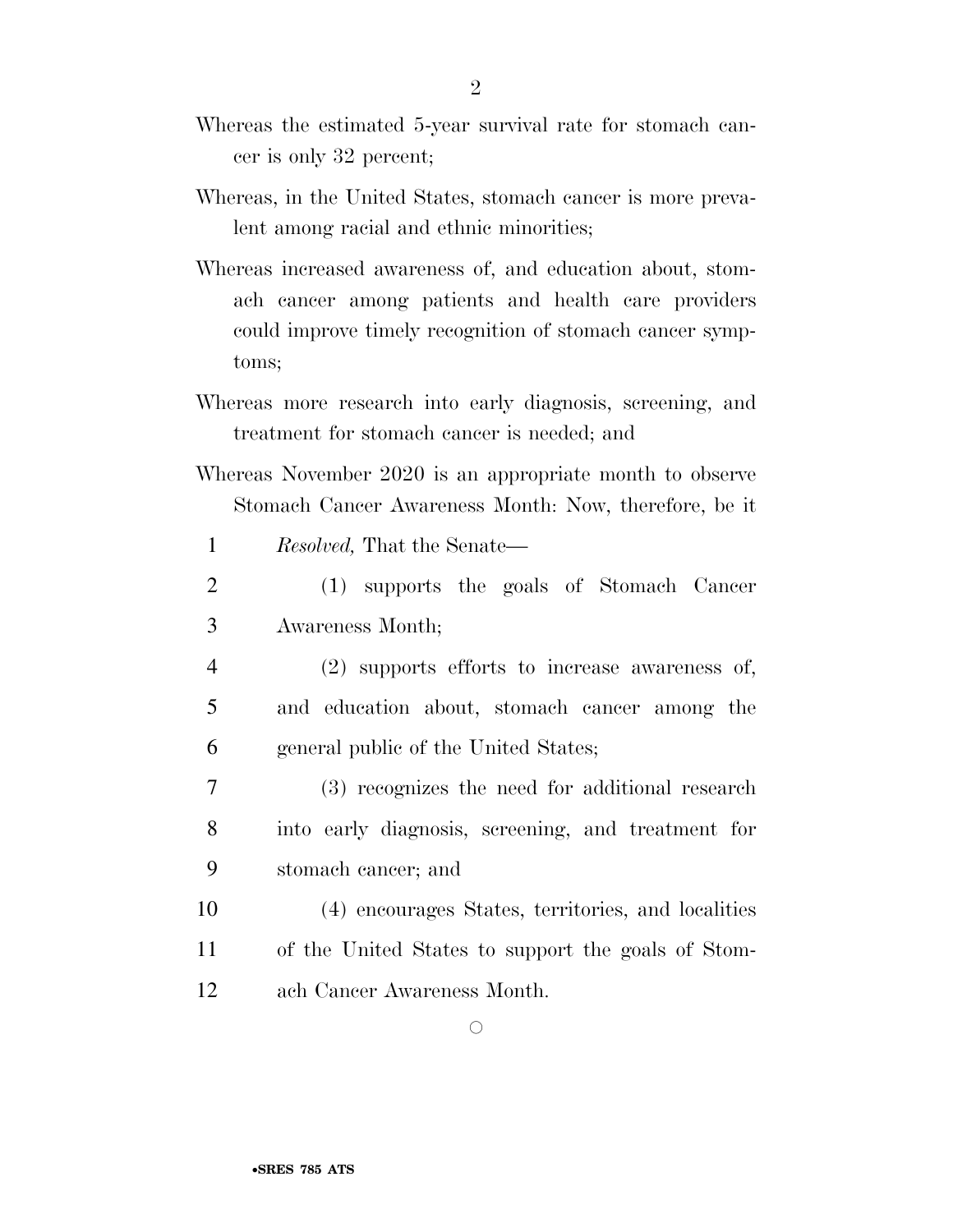Whereas the estimated 5-year survival rate for stomach cancer is only 32 percent;

Whereas, in the United States, stomach cancer is more prevalent among racial and ethnic minorities;

Whereas increased awareness of, and education about, stomach cancer among patients and health care providers could improve timely recognition of stomach cancer symptoms;

Whereas more research into early diagnosis, screening, and treatment for stomach cancer is needed; and

Whereas November 2020 is an appropriate month to observe Stomach Cancer Awareness Month: Now, therefore, be it

*Resolved,* That the Senate—

(1) supports the goals of Stomach Cancer Awareness Month;

(2) supports efforts to increase awareness of, and education about, stomach cancer among the general public of the United States;

(3) recognizes the need for additional research into early diagnosis, screening, and treatment for stomach cancer; and

(4) encourages States, territories, and localities of the United States to support the goals of Stomach Cancer Awareness Month.

○